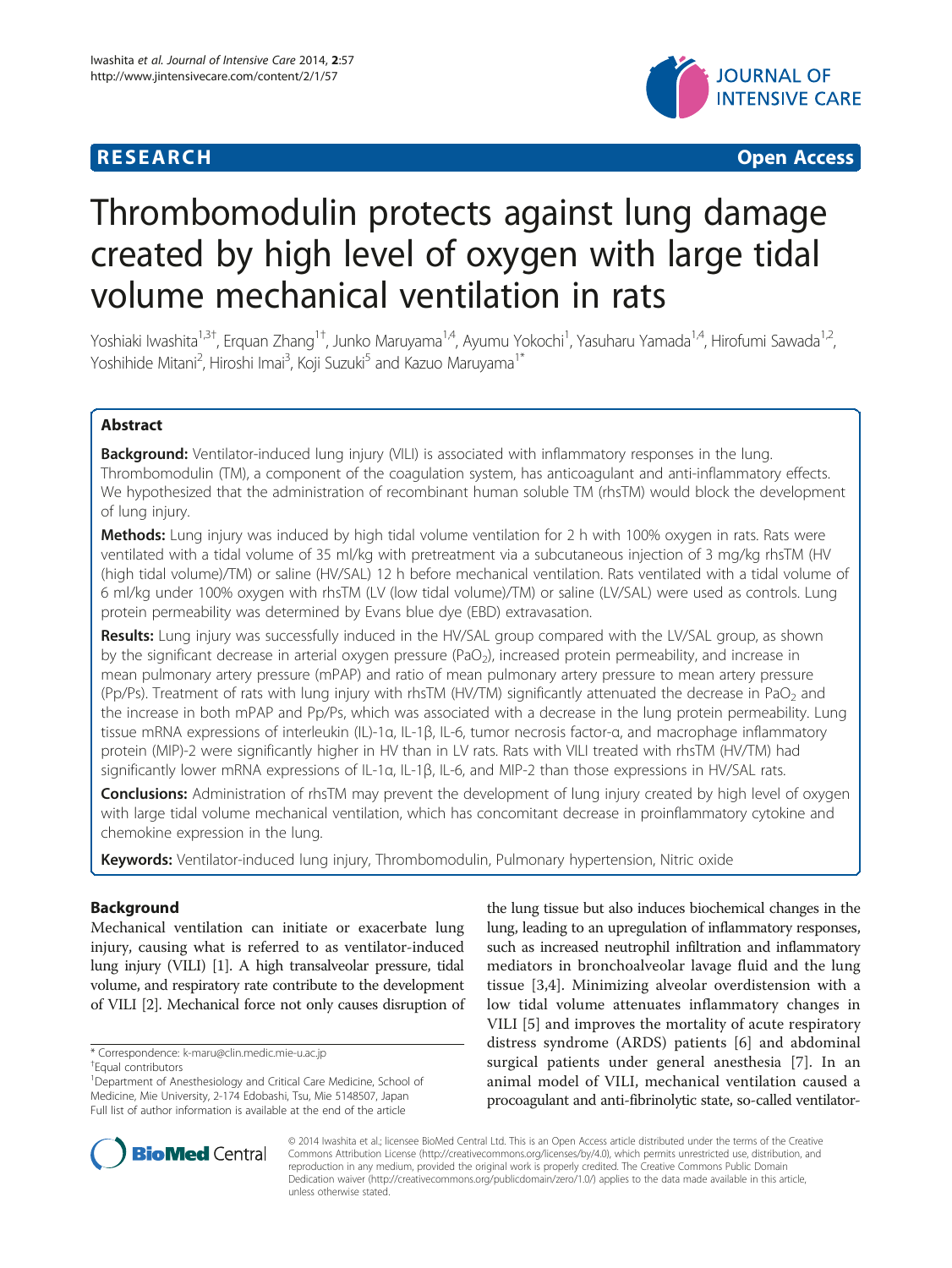**RESEARCH** **Open Access**

# Thrombomodulin protects against lung damage created by high level of oxygen with large tidal volume mechanical ventilation in rats

Yoshiaki Iwashita[1,3†], Erquan Zhang[1†], Junko Maruyama[1,4], Ayumu Yokochi[1], Yasuharu Yamada[1,4], Hirofumi Sawada[1,2], Yoshihide Mitani[2], Hiroshi Imai[3], Koji Suzuki[5] and Kazuo Maruyama[1*]

## Abstract

**Background:** Ventilator-induced lung injury (VILI) is associated with inflammatory responses in the lung. Thrombomodulin (TM), a component of the coagulation system, has anticoagulant and anti-inflammatory effects. We hypothesized that the administration of recombinant human soluble TM (rhsTM) would block the development of lung injury.

**Methods:** Lung injury was induced by high tidal volume ventilation for 2 h with 100% oxygen in rats. Rats were ventilated with a tidal volume of 35 ml/kg with pretreatment via a subcutaneous injection of 3 mg/kg rhsTM (HV (high tidal volume)/TM) or saline (HV/SAL) 12 h before mechanical ventilation. Rats ventilated with a tidal volume of 6 ml/kg under 100% oxygen with rhsTM (LV (low tidal volume)/TM) or saline (LV/SAL) were used as controls. Lung protein permeability was determined by Evans blue dye (EBD) extravasation.

**Results:** Lung injury was successfully induced in the HV/SAL group compared with the LV/SAL group, as shown by the significant decrease in arterial oxygen pressure ($PaO_2$), increased protein permeability, and increase in mean pulmonary artery pressure (mPAP) and ratio of mean pulmonary artery pressure to mean artery pressure (Pp/Ps). Treatment of rats with lung injury with rhsTM (HV/TM) significantly attenuated the decrease in $PaO_2$ and the increase in both mPAP and Pp/Ps, which was associated with a decrease in the lung protein permeability. Lung tissue mRNA expressions of interleukin (IL)-1α, IL-1β, IL-6, tumor necrosis factor-α, and macrophage inflammatory protein (MIP)-2 were significantly higher in HV than in LV rats. Rats with VILI treated with rhsTM (HV/TM) had significantly lower mRNA expressions of IL-1α, IL-1β, IL-6, and MIP-2 than those expressions in HV/SAL rats.

**Conclusions:** Administration of rhsTM may prevent the development of lung injury created by high level of oxygen with large tidal volume mechanical ventilation, which has concomitant decrease in proinflammatory cytokine and chemokine expression in the lung.

**Keywords:** Ventilator-induced lung injury, Thrombomodulin, Pulmonary hypertension, Nitric oxide

## Background

Mechanical ventilation can initiate or exacerbate lung injury, causing what is referred to as ventilator-induced lung injury (VILI) [1]. A high transalveolar pressure, tidal volume, and respiratory rate contribute to the development of VILI [2]. Mechanical force not only causes disruption of the lung tissue but also induces biochemical changes in the lung, leading to an upregulation of inflammatory responses, such as increased neutrophil infiltration and inflammatory mediators in bronchoalveolar lavage fluid and the lung tissue [3,4]. Minimizing alveolar overdistension with a low tidal volume attenuates inflammatory changes in VILI [5] and improves the mortality of acute respiratory distress syndrome (ARDS) patients [6] and abdominal surgical patients under general anesthesia [7]. In an animal model of VILI, mechanical ventilation caused a procoagulant and anti-fibrinolytic state, so-called ventilator-

\* Correspondence: k-maru@clin.medic.mie-u.ac.jp
†Equal contributors
[1]Department of Anesthesiology and Critical Care Medicine, School of Medicine, Mie University, 2-174 Edobashi, Tsu, Mie 5148507, Japan
Full list of author information is available at the end of the article

© 2014 Iwashita et al.; licensee BioMed Central Ltd. This is an Open Access article distributed under the terms of the Creative Commons Attribution License (http://creativecommons.org/licenses/by/4.0), which permits unrestricted use, distribution, and reproduction in any medium, provided the original work is properly credited. The Creative Commons Public Domain Dedication waiver (http://creativecommons.org/publicdomain/zero/1.0/) applies to the data made available in this article, unless otherwise stated.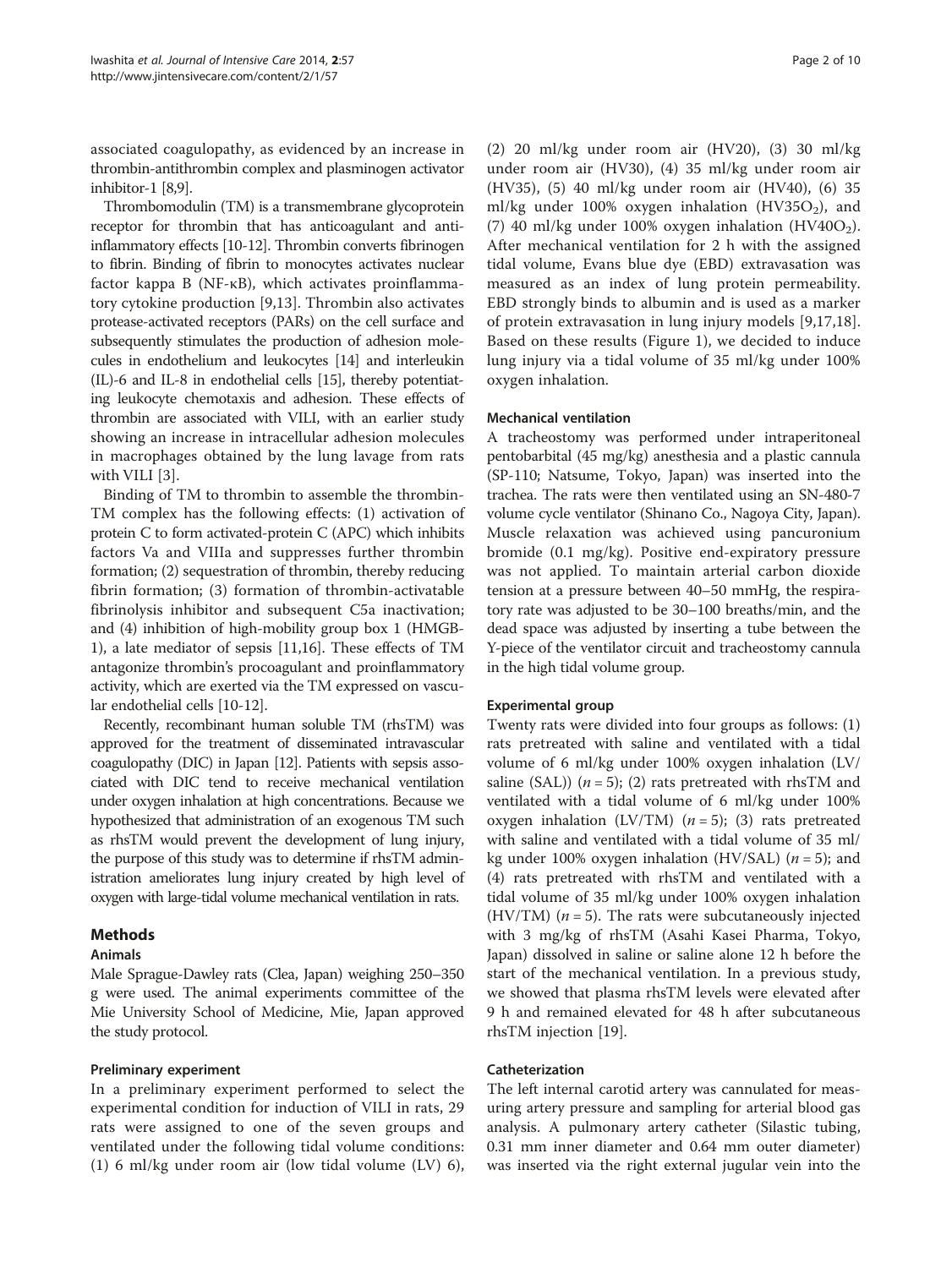associated coagulopathy, as evidenced by an increase in thrombin-antithrombin complex and plasminogen activator inhibitor-1 [8,9].

Thrombomodulin (TM) is a transmembrane glycoprotein receptor for thrombin that has anticoagulant and anti-inflammatory effects [10-12]. Thrombin converts fibrinogen to fibrin. Binding of fibrin to monocytes activates nuclear factor kappa B (NF-κB), which activates proinflammatory cytokine production [9,13]. Thrombin also activates protease-activated receptors (PARs) on the cell surface and subsequently stimulates the production of adhesion molecules in endothelium and leukocytes [14] and interleukin (IL)-6 and IL-8 in endothelial cells [15], thereby potentiating leukocyte chemotaxis and adhesion. These effects of thrombin are associated with VILI, with an earlier study showing an increase in intracellular adhesion molecules in macrophages obtained by the lung lavage from rats with VILI [3].

Binding of TM to thrombin to assemble the thrombin-TM complex has the following effects: (1) activation of protein C to form activated-protein C (APC) which inhibits factors Va and VIIIa and suppresses further thrombin formation; (2) sequestration of thrombin, thereby reducing fibrin formation; (3) formation of thrombin-activatable fibrinolysis inhibitor and subsequent C5a inactivation; and (4) inhibition of high-mobility group box 1 (HMGB-1), a late mediator of sepsis [11,16]. These effects of TM antagonize thrombin's procoagulant and proinflammatory activity, which are exerted via the TM expressed on vascular endothelial cells [10-12].

Recently, recombinant human soluble TM (rhsTM) was approved for the treatment of disseminated intravascular coagulopathy (DIC) in Japan [12]. Patients with sepsis associated with DIC tend to receive mechanical ventilation under oxygen inhalation at high concentrations. Because we hypothesized that administration of an exogenous TM such as rhsTM would prevent the development of lung injury, the purpose of this study was to determine if rhsTM administration ameliorates lung injury created by high level of oxygen with large-tidal volume mechanical ventilation in rats.

## Methods

### Animals

Male Sprague-Dawley rats (Clea, Japan) weighing 250–350 g were used. The animal experiments committee of the Mie University School of Medicine, Mie, Japan approved the study protocol.

### Preliminary experiment

In a preliminary experiment performed to select the experimental condition for induction of VILI in rats, 29 rats were assigned to one of the seven groups and ventilated under the following tidal volume conditions: (1) 6 ml/kg under room air (low tidal volume (LV) 6), (2) 20 ml/kg under room air (HV20), (3) 30 ml/kg under room air (HV30), (4) 35 ml/kg under room air (HV35), (5) 40 ml/kg under room air (HV40), (6) 35 ml/kg under 100% oxygen inhalation ($HV35O_2$), and (7) 40 ml/kg under 100% oxygen inhalation ($HV40O_2$). After mechanical ventilation for 2 h with the assigned tidal volume, Evans blue dye (EBD) extravasation was measured as an index of lung protein permeability. EBD strongly binds to albumin and is used as a marker of protein extravasation in lung injury models [9,17,18]. Based on these results (Figure 1), we decided to induce lung injury via a tidal volume of 35 ml/kg under 100% oxygen inhalation.

### Mechanical ventilation

A tracheostomy was performed under intraperitoneal pentobarbital (45 mg/kg) anesthesia and a plastic cannula (SP-110; Natsume, Tokyo, Japan) was inserted into the trachea. The rats were then ventilated using an SN-480-7 volume cycle ventilator (Shinano Co., Nagoya City, Japan). Muscle relaxation was achieved using pancuronium bromide (0.1 mg/kg). Positive end-expiratory pressure was not applied. To maintain arterial carbon dioxide tension at a pressure between 40–50 mmHg, the respiratory rate was adjusted to be 30–100 breaths/min, and the dead space was adjusted by inserting a tube between the Y-piece of the ventilator circuit and tracheostomy cannula in the high tidal volume group.

### Experimental group

Twenty rats were divided into four groups as follows: (1) rats pretreated with saline and ventilated with a tidal volume of 6 ml/kg under 100% oxygen inhalation (LV/saline (SAL)) ($n = 5$); (2) rats pretreated with rhsTM and ventilated with a tidal volume of 6 ml/kg under 100% oxygen inhalation (LV/TM) ($n = 5$); (3) rats pretreated with saline and ventilated with a tidal volume of 35 ml/kg under 100% oxygen inhalation (HV/SAL) ($n = 5$); and (4) rats pretreated with rhsTM and ventilated with a tidal volume of 35 ml/kg under 100% oxygen inhalation (HV/TM) ($n = 5$). The rats were subcutaneously injected with 3 mg/kg of rhsTM (Asahi Kasei Pharma, Tokyo, Japan) dissolved in saline or saline alone 12 h before the start of the mechanical ventilation. In a previous study, we showed that plasma rhsTM levels were elevated after 9 h and remained elevated for 48 h after subcutaneous rhsTM injection [19].

### Catheterization

The left internal carotid artery was cannulated for measuring artery pressure and sampling for arterial blood gas analysis. A pulmonary artery catheter (Silastic tubing, 0.31 mm inner diameter and 0.64 mm outer diameter) was inserted via the right external jugular vein into the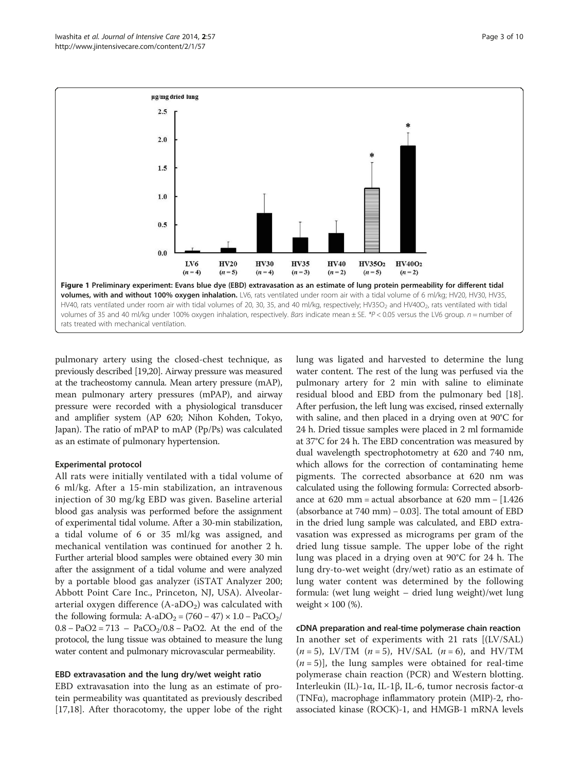**Figure 1 Preliminary experiment: Evans blue dye (EBD) extravasation as an estimate of lung protein permeability for different tidal volumes, with and without 100% oxygen inhalation.** LV6, rats ventilated under room air with a tidal volume of 6 ml/kg; HV20, HV30, HV35, HV40, rats ventilated under room air with tidal volumes of 20, 30, 35, and 40 ml/kg, respectively; $HV35O_2$ and $HV40O_2$, rats ventilated with tidal volumes of 35 and 40 ml/kg under 100% oxygen inhalation, respectively. *Bars* indicate mean ± SE. \**P* < 0.05 versus the LV6 group. *n* = number of rats treated with mechanical ventilation.

pulmonary artery using the closed-chest technique, as previously described [19,20]. Airway pressure was measured at the tracheostomy cannula. Mean artery pressure (mAP), mean pulmonary artery pressures (mPAP), and airway pressure were recorded with a physiological transducer and amplifier system (AP 620; Nihon Kohden, Tokyo, Japan). The ratio of mPAP to mAP (Pp/Ps) was calculated as an estimate of pulmonary hypertension.

### Experimental protocol

All rats were initially ventilated with a tidal volume of 6 ml/kg. After a 15-min stabilization, an intravenous injection of 30 mg/kg EBD was given. Baseline arterial blood gas analysis was performed before the assignment of experimental tidal volume. After a 30-min stabilization, a tidal volume of 6 or 35 ml/kg was assigned, and mechanical ventilation was continued for another 2 h. Further arterial blood samples were obtained every 30 min after the assignment of a tidal volume and were analyzed by a portable blood gas analyzer (iSTAT Analyzer 200; Abbott Point Care Inc., Princeton, NJ, USA). Alveolar-arterial oxygen difference ($A\text{-}aDO_2$) was calculated with the following formula: $A\text{-}aDO_2 = (760 - 47) \times 1.0 - PaCO_2/0.8 - PaO2 = 713 - PaCO_2/0.8 - PaO2$. At the end of the protocol, the lung tissue was obtained to measure the lung water content and pulmonary microvascular permeability.

### EBD extravasation and the lung dry/wet weight ratio

EBD extravasation into the lung as an estimate of protein permeability was quantitated as previously described [17,18]. After thoracotomy, the upper lobe of the right lung was ligated and harvested to determine the lung water content. The rest of the lung was perfused via the pulmonary artery for 2 min with saline to eliminate residual blood and EBD from the pulmonary bed [18]. After perfusion, the left lung was excised, rinsed externally with saline, and then placed in a drying oven at 90°C for 24 h. Dried tissue samples were placed in 2 ml formamide at 37°C for 24 h. The EBD concentration was measured by dual wavelength spectrophotometry at 620 and 740 nm, which allows for the correction of contaminating heme pigments. The corrected absorbance at 620 nm was calculated using the following formula: Corrected absorbance at 620 mm = actual absorbance at 620 mm – [1.426 (absorbance at 740 mm) – 0.03]. The total amount of EBD in the dried lung sample was calculated, and EBD extravasation was expressed as micrograms per gram of the dried lung tissue sample. The upper lobe of the right lung was placed in a drying oven at 90°C for 24 h. The lung dry-to-wet weight (dry/wet) ratio as an estimate of lung water content was determined by the following formula: (wet lung weight – dried lung weight)/wet lung weight × 100 (%).

### cDNA preparation and real-time polymerase chain reaction

In another set of experiments with 21 rats [(LV/SAL) (*n* = 5), LV/TM (*n* = 5), HV/SAL (*n* = 6), and HV/TM (*n* = 5)], the lung samples were obtained for real-time polymerase chain reaction (PCR) and Western blotting. Interleukin (IL)-1α, IL-1β, IL-6, tumor necrosis factor-α (TNFα), macrophage inflammatory protein (MIP)-2, rho-associated kinase (ROCK)-1, and HMGB-1 mRNA levels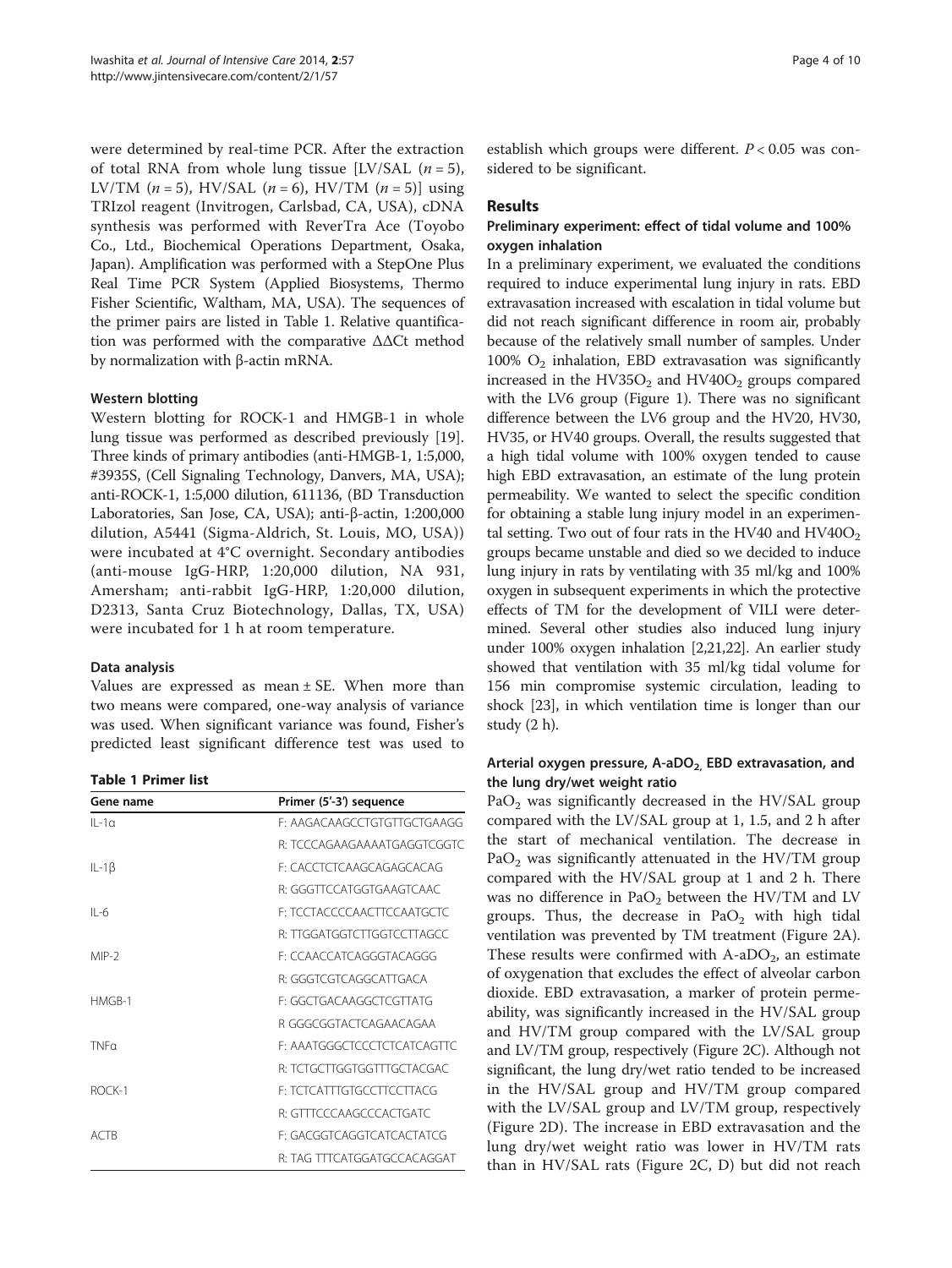were determined by real-time PCR. After the extraction of total RNA from whole lung tissue [LV/SAL ($n = 5$), LV/TM ($n = 5$), HV/SAL ($n = 6$), HV/TM ($n = 5$)] using TRIzol reagent (Invitrogen, Carlsbad, CA, USA), cDNA synthesis was performed with ReverTra Ace (Toyobo Co., Ltd., Biochemical Operations Department, Osaka, Japan). Amplification was performed with a StepOne Plus Real Time PCR System (Applied Biosystems, Thermo Fisher Scientific, Waltham, MA, USA). The sequences of the primer pairs are listed in Table 1. Relative quantification was performed with the comparative ΔΔCt method by normalization with β-actin mRNA.

### Western blotting

Western blotting for ROCK-1 and HMGB-1 in whole lung tissue was performed as described previously [19]. Three kinds of primary antibodies (anti-HMGB-1, 1:5,000, #3935S, (Cell Signaling Technology, Danvers, MA, USA); anti-ROCK-1, 1:5,000 dilution, 611136, (BD Transduction Laboratories, San Jose, CA, USA); anti-β-actin, 1:200,000 dilution, A5441 (Sigma-Aldrich, St. Louis, MO, USA)) were incubated at 4°C overnight. Secondary antibodies (anti-mouse IgG-HRP, 1:20,000 dilution, NA 931, Amersham; anti-rabbit IgG-HRP, 1:20,000 dilution, D2313, Santa Cruz Biotechnology, Dallas, TX, USA) were incubated for 1 h at room temperature.

### Data analysis

Values are expressed as mean ± SE. When more than two means were compared, one-way analysis of variance was used. When significant variance was found, Fisher's predicted least significant difference test was used to establish which groups were different. $P < 0.05$ was considered to be significant.

**Table 1 Primer list**

| Gene name | Primer (5'-3') sequence |
|---|---|
| IL-1α | F: AAGACAAGCCTGTGTTGCTGAAGG |
| | R: TCCCAGAAGAAAATGAGGTCGGTC |
| IL-1β | F: CACCTCTCAAGCAGAGCACAG |
| | R: GGGTTCCATGGTGAAGTCAAC |
| IL-6 | F: TCCTACCCCAACTTCCAATGCTC |
| | R: TTGGATGGTCTTGGTCCTTAGCC |
| MIP-2 | F: CCAACCATCAGGGTACAGGG |
| | R: GGGTCGTCAGGCATTGACA |
| HMGB-1 | F: GGCTGACAAGGCTCGTTATG |
| | R GGGCGGTACTCAGAACAGAA |
| TNFα | F: AAATGGGCTCCCTCTCATCAGTTC |
| | R: TCTGCTTGGTGGTTTGCTACGAC |
| ROCK-1 | F: TCTCATTTGTGCCTTCCTTACG |
| | R: GTTTCCCAAGCCCACTGATC |
| ACTB | F: GACGGTCAGGTCATCACTATCG |
| | R: TAG TTTCATGGATGCCACAGGAT |

## Results

### Preliminary experiment: effect of tidal volume and 100% oxygen inhalation

In a preliminary experiment, we evaluated the conditions required to induce experimental lung injury in rats. EBD extravasation increased with escalation in tidal volume but did not reach significant difference in room air, probably because of the relatively small number of samples. Under 100% $O_2$ inhalation, EBD extravasation was significantly increased in the HV35$O_2$ and HV40$O_2$ groups compared with the LV6 group (Figure 1). There was no significant difference between the LV6 group and the HV20, HV30, HV35, or HV40 groups. Overall, the results suggested that a high tidal volume with 100% oxygen tended to cause high EBD extravasation, an estimate of the lung protein permeability. We wanted to select the specific condition for obtaining a stable lung injury model in an experimental setting. Two out of four rats in the HV40 and HV40$O_2$ groups became unstable and died so we decided to induce lung injury in rats by ventilating with 35 ml/kg and 100% oxygen in subsequent experiments in which the protective effects of TM for the development of VILI were determined. Several other studies also induced lung injury under 100% oxygen inhalation [2,21,22]. An earlier study showed that ventilation with 35 ml/kg tidal volume for 156 min compromise systemic circulation, leading to shock [23], in which ventilation time is longer than our study (2 h).

### Arterial oxygen pressure, A-a$DO_2$, EBD extravasation, and the lung dry/wet weight ratio

Pa$O_2$ was significantly decreased in the HV/SAL group compared with the LV/SAL group at 1, 1.5, and 2 h after the start of mechanical ventilation. The decrease in Pa$O_2$ was significantly attenuated in the HV/TM group compared with the HV/SAL group at 1 and 2 h. There was no difference in Pa$O_2$ between the HV/TM and LV groups. Thus, the decrease in Pa$O_2$ with high tidal ventilation was prevented by TM treatment (Figure 2A). These results were confirmed with A-a$DO_2$, an estimate of oxygenation that excludes the effect of alveolar carbon dioxide. EBD extravasation, a marker of protein permeability, was significantly increased in the HV/SAL group and HV/TM group compared with the LV/SAL group and LV/TM group, respectively (Figure 2C). Although not significant, the lung dry/wet ratio tended to be increased in the HV/SAL group and HV/TM group compared with the LV/SAL group and LV/TM group, respectively (Figure 2D). The increase in EBD extravasation and the lung dry/wet weight ratio was lower in HV/TM rats than in HV/SAL rats (Figure 2C, D) but did not reach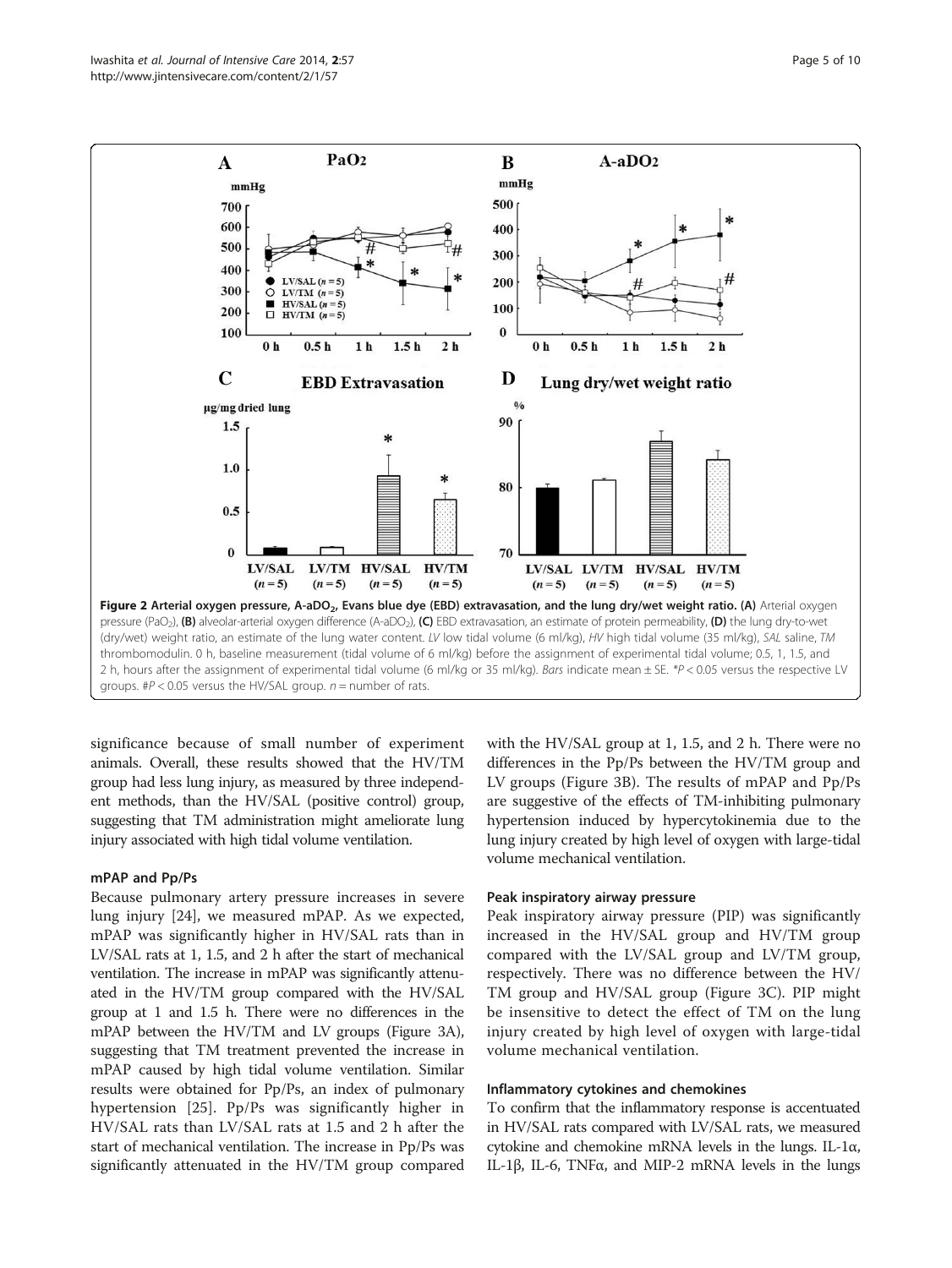Figure 2 Arterial oxygen pressure, A-aDO$_2$, Evans blue dye (EBD) extravasation, and the lung dry/wet weight ratio. (A) Arterial oxygen pressure (PaO$_2$), (B) alveolar-arterial oxygen difference (A-aDO$_2$), (C) EBD extravasation, an estimate of protein permeability, (D) the lung dry-to-wet (dry/wet) weight ratio, an estimate of the lung water content. *LV* low tidal volume (6 ml/kg), *HV* high tidal volume (35 ml/kg), *SAL* saline, *TM* thrombomodulin. 0 h, baseline measurement (tidal volume of 6 ml/kg) before the assignment of experimental tidal volume; 0.5, 1, 1.5, and 2 h, hours after the assignment of experimental tidal volume (6 ml/kg or 35 ml/kg). *Bars* indicate mean ± SE. *$P < 0.05$ versus the respective LV groups. #$P < 0.05$ versus the HV/SAL group. $n$ = number of rats.

significance because of small number of experiment animals. Overall, these results showed that the HV/TM group had less lung injury, as measured by three independent methods, than the HV/SAL (positive control) group, suggesting that TM administration might ameliorate lung injury associated with high tidal volume ventilation.

### mPAP and Pp/Ps

Because pulmonary artery pressure increases in severe lung injury [24], we measured mPAP. As we expected, mPAP was significantly higher in HV/SAL rats than in LV/SAL rats at 1, 1.5, and 2 h after the start of mechanical ventilation. The increase in mPAP was significantly attenuated in the HV/TM group compared with the HV/SAL group at 1 and 1.5 h. There were no differences in the mPAP between the HV/TM and LV groups (Figure 3A), suggesting that TM treatment prevented the increase in mPAP caused by high tidal volume ventilation. Similar results were obtained for Pp/Ps, an index of pulmonary hypertension [25]. Pp/Ps was significantly higher in HV/SAL rats than LV/SAL rats at 1.5 and 2 h after the start of mechanical ventilation. The increase in Pp/Ps was significantly attenuated in the HV/TM group compared with the HV/SAL group at 1, 1.5, and 2 h. There were no differences in the Pp/Ps between the HV/TM group and LV groups (Figure 3B). The results of mPAP and Pp/Ps are suggestive of the effects of TM-inhibiting pulmonary hypertension induced by hypercytokinemia due to the lung injury created by high level of oxygen with large-tidal volume mechanical ventilation.

### Peak inspiratory airway pressure

Peak inspiratory airway pressure (PIP) was significantly increased in the HV/SAL group and HV/TM group compared with the LV/SAL group and LV/TM group, respectively. There was no difference between the HV/TM group and HV/SAL group (Figure 3C). PIP might be insensitive to detect the effect of TM on the lung injury created by high level of oxygen with large-tidal volume mechanical ventilation.

### Inflammatory cytokines and chemokines

To confirm that the inflammatory response is accentuated in HV/SAL rats compared with LV/SAL rats, we measured cytokine and chemokine mRNA levels in the lungs. IL-1α, IL-1β, IL-6, TNFα, and MIP-2 mRNA levels in the lungs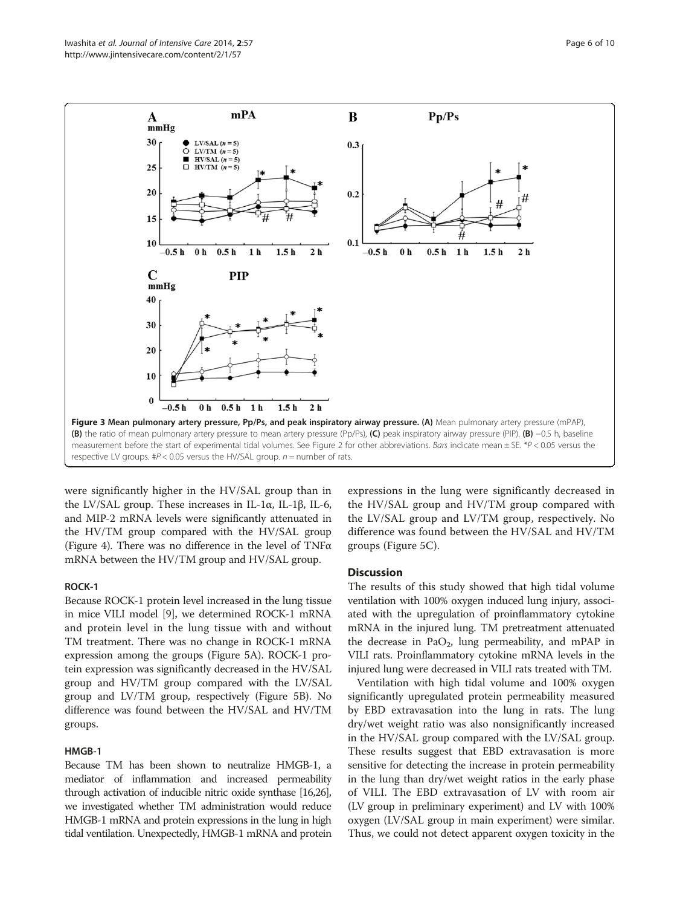**Figure 3 Mean pulmonary artery pressure, Pp/Ps, and peak inspiratory airway pressure.** **(A)** Mean pulmonary artery pressure (mPAP), **(B)** the ratio of mean pulmonary artery pressure to mean artery pressure (Pp/Ps), **(C)** peak inspiratory airway pressure (PIP). **(B)** −0.5 h, baseline measurement before the start of experimental tidal volumes. See Figure 2 for other abbreviations. *Bars* indicate mean ± SE. *$P < 0.05$ versus the respective LV groups. #$P < 0.05$ versus the HV/SAL group. $n$ = number of rats.

were significantly higher in the HV/SAL group than in the LV/SAL group. These increases in IL-1α, IL-1β, IL-6, and MIP-2 mRNA levels were significantly attenuated in the HV/TM group compared with the HV/SAL group (Figure 4). There was no difference in the level of TNFα mRNA between the HV/TM group and HV/SAL group.

### ROCK-1

Because ROCK-1 protein level increased in the lung tissue in mice VILI model [9], we determined ROCK-1 mRNA and protein level in the lung tissue with and without TM treatment. There was no change in ROCK-1 mRNA expression among the groups (Figure 5A). ROCK-1 protein expression was significantly decreased in the HV/SAL group and HV/TM group compared with the LV/SAL group and LV/TM group, respectively (Figure 5B). No difference was found between the HV/SAL and HV/TM groups.

### HMGB-1

Because TM has been shown to neutralize HMGB-1, a mediator of inflammation and increased permeability through activation of inducible nitric oxide synthase [16,26], we investigated whether TM administration would reduce HMGB-1 mRNA and protein expressions in the lung in high tidal ventilation. Unexpectedly, HMGB-1 mRNA and protein expressions in the lung were significantly decreased in the HV/SAL group and HV/TM group compared with the LV/SAL group and LV/TM group, respectively. No difference was found between the HV/SAL and HV/TM groups (Figure 5C).

## Discussion

The results of this study showed that high tidal volume ventilation with 100% oxygen induced lung injury, associated with the upregulation of proinflammatory cytokine mRNA in the injured lung. TM pretreatment attenuated the decrease in $PaO_2$, lung permeability, and mPAP in VILI rats. Proinflammatory cytokine mRNA levels in the injured lung were decreased in VILI rats treated with TM.

Ventilation with high tidal volume and 100% oxygen significantly upregulated protein permeability measured by EBD extravasation into the lung in rats. The lung dry/wet weight ratio was also nonsignificantly increased in the HV/SAL group compared with the LV/SAL group. These results suggest that EBD extravasation is more sensitive for detecting the increase in protein permeability in the lung than dry/wet weight ratios in the early phase of VILI. The EBD extravasation of LV with room air (LV group in preliminary experiment) and LV with 100% oxygen (LV/SAL group in main experiment) were similar. Thus, we could not detect apparent oxygen toxicity in the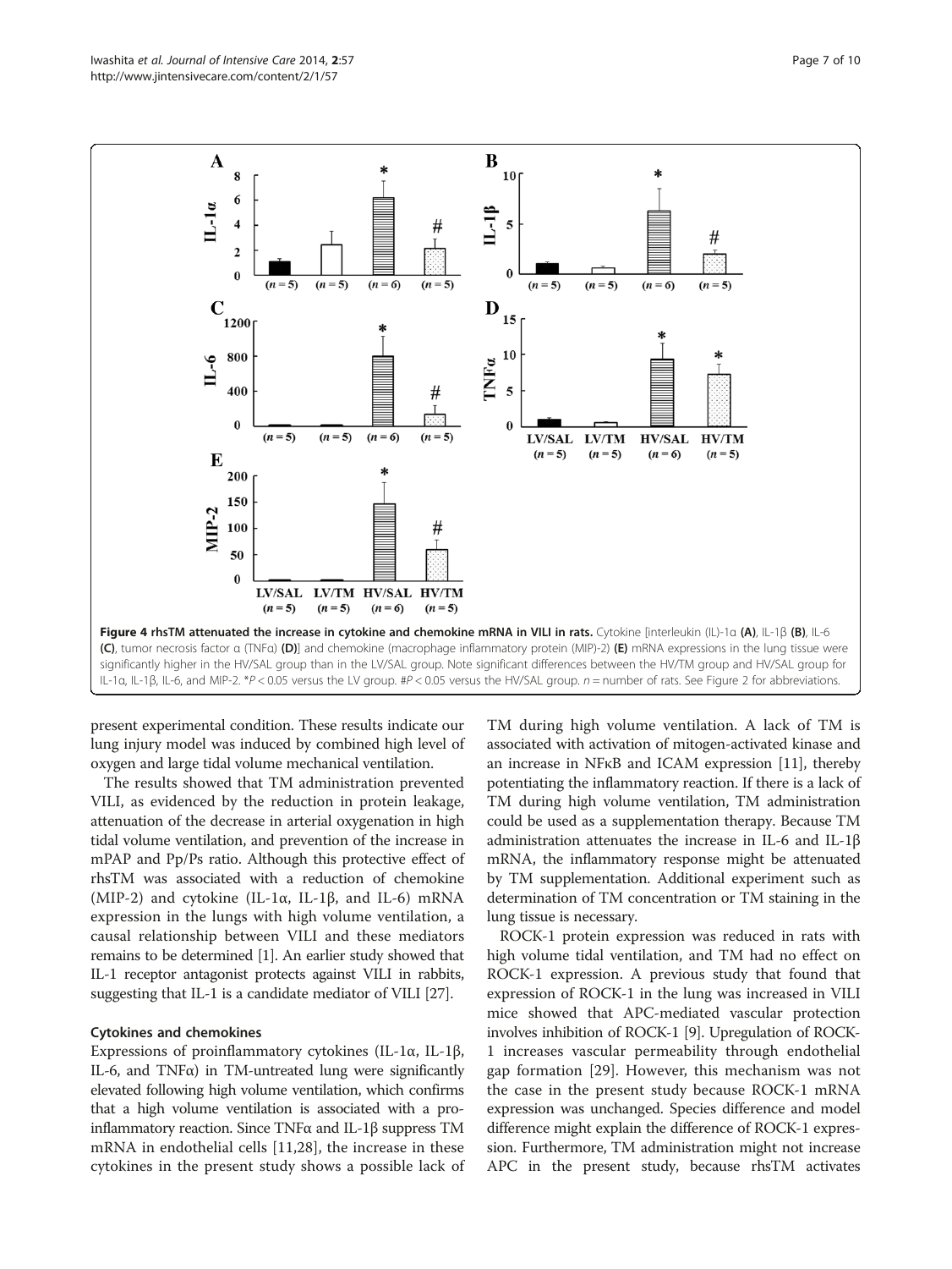**Figure 4 rhsTM attenuated the increase in cytokine and chemokine mRNA in VILI in rats.** Cytokine [interleukin (IL)-1α **(A)**, IL-1β **(B)**, IL-6 **(C)**, tumor necrosis factor α (TNFα) **(D)**] and chemokine (macrophage inflammatory protein (MIP)-2) **(E)** mRNA expressions in the lung tissue were significantly higher in the HV/SAL group than in the LV/SAL group. Note significant differences between the HV/TM group and HV/SAL group for IL-1α, IL-1β, IL-6, and MIP-2. *$P < 0.05$ versus the LV group. #$P < 0.05$ versus the HV/SAL group. $n$ = number of rats. See Figure 2 for abbreviations.

present experimental condition. These results indicate our lung injury model was induced by combined high level of oxygen and large tidal volume mechanical ventilation.

The results showed that TM administration prevented VILI, as evidenced by the reduction in protein leakage, attenuation of the decrease in arterial oxygenation in high tidal volume ventilation, and prevention of the increase in mPAP and Pp/Ps ratio. Although this protective effect of rhsTM was associated with a reduction of chemokine (MIP-2) and cytokine (IL-1α, IL-1β, and IL-6) mRNA expression in the lungs with high volume ventilation, a causal relationship between VILI and these mediators remains to be determined [1]. An earlier study showed that IL-1 receptor antagonist protects against VILI in rabbits, suggesting that IL-1 is a candidate mediator of VILI [27].

### Cytokines and chemokines

Expressions of proinflammatory cytokines (IL-1α, IL-1β, IL-6, and TNFα) in TM-untreated lung were significantly elevated following high volume ventilation, which confirms that a high volume ventilation is associated with a pro-inflammatory reaction. Since TNFα and IL-1β suppress TM mRNA in endothelial cells [11,28], the increase in these cytokines in the present study shows a possible lack of TM during high volume ventilation. A lack of TM is associated with activation of mitogen-activated kinase and an increase in NFκB and ICAM expression [11], thereby potentiating the inflammatory reaction. If there is a lack of TM during high volume ventilation, TM administration could be used as a supplementation therapy. Because TM administration attenuates the increase in IL-6 and IL-1β mRNA, the inflammatory response might be attenuated by TM supplementation. Additional experiment such as determination of TM concentration or TM staining in the lung tissue is necessary.

ROCK-1 protein expression was reduced in rats with high volume tidal ventilation, and TM had no effect on ROCK-1 expression. A previous study that found that expression of ROCK-1 in the lung was increased in VILI mice showed that APC-mediated vascular protection involves inhibition of ROCK-1 [9]. Upregulation of ROCK-1 increases vascular permeability through endothelial gap formation [29]. However, this mechanism was not the case in the present study because ROCK-1 mRNA expression was unchanged. Species difference and model difference might explain the difference of ROCK-1 expression. Furthermore, TM administration might not increase APC in the present study, because rhsTM activates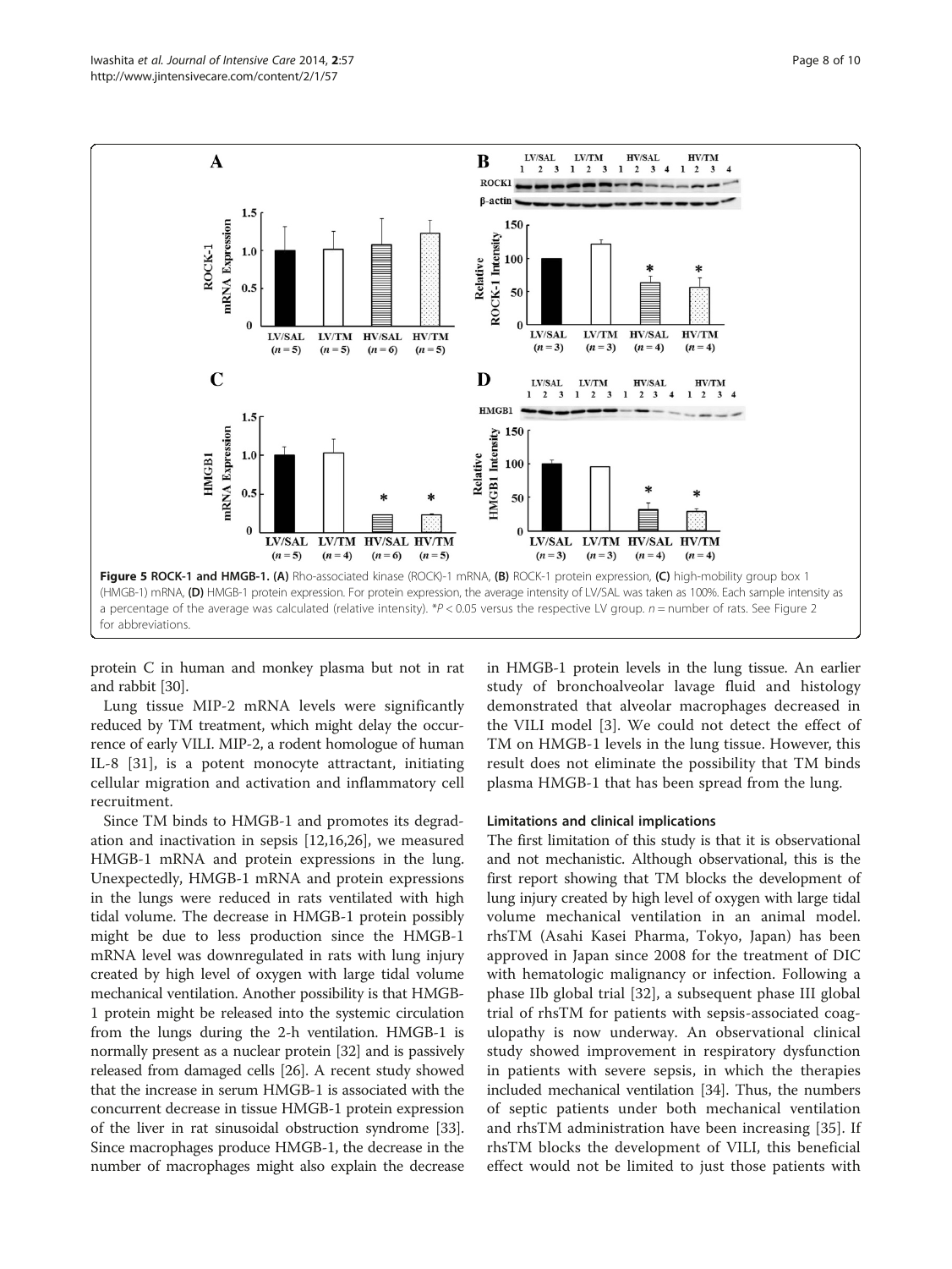**Figure 5 ROCK-1 and HMGB-1. (A)** Rho-associated kinase (ROCK)-1 mRNA, **(B)** ROCK-1 protein expression, **(C)** high-mobility group box 1 (HMGB-1) mRNA, **(D)** HMGB-1 protein expression. For protein expression, the average intensity of LV/SAL was taken as 100%. Each sample intensity as a percentage of the average was calculated (relative intensity). *$P < 0.05$ versus the respective LV group. $n$ = number of rats. See Figure 2 for abbreviations.

protein C in human and monkey plasma but not in rat and rabbit [30].

Lung tissue MIP-2 mRNA levels were significantly reduced by TM treatment, which might delay the occurrence of early VILI. MIP-2, a rodent homologue of human IL-8 [31], is a potent monocyte attractant, initiating cellular migration and activation and inflammatory cell recruitment.

Since TM binds to HMGB-1 and promotes its degradation and inactivation in sepsis [12,16,26], we measured HMGB-1 mRNA and protein expressions in the lung. Unexpectedly, HMGB-1 mRNA and protein expressions in the lungs were reduced in rats ventilated with high tidal volume. The decrease in HMGB-1 protein possibly might be due to less production since the HMGB-1 mRNA level was downregulated in rats with lung injury created by high level of oxygen with large tidal volume mechanical ventilation. Another possibility is that HMGB-1 protein might be released into the systemic circulation from the lungs during the 2-h ventilation. HMGB-1 is normally present as a nuclear protein [32] and is passively released from damaged cells [26]. A recent study showed that the increase in serum HMGB-1 is associated with the concurrent decrease in tissue HMGB-1 protein expression of the liver in rat sinusoidal obstruction syndrome [33]. Since macrophages produce HMGB-1, the decrease in the number of macrophages might also explain the decrease in HMGB-1 protein levels in the lung tissue. An earlier study of bronchoalveolar lavage fluid and histology demonstrated that alveolar macrophages decreased in the VILI model [3]. We could not detect the effect of TM on HMGB-1 levels in the lung tissue. However, this result does not eliminate the possibility that TM binds plasma HMGB-1 that has been spread from the lung.

### Limitations and clinical implications

The first limitation of this study is that it is observational and not mechanistic. Although observational, this is the first report showing that TM blocks the development of lung injury created by high level of oxygen with large tidal volume mechanical ventilation in an animal model. rhsTM (Asahi Kasei Pharma, Tokyo, Japan) has been approved in Japan since 2008 for the treatment of DIC with hematologic malignancy or infection. Following a phase IIb global trial [32], a subsequent phase III global trial of rhsTM for patients with sepsis-associated coagulopathy is now underway. An observational clinical study showed improvement in respiratory dysfunction in patients with severe sepsis, in which the therapies included mechanical ventilation [34]. Thus, the numbers of septic patients under both mechanical ventilation and rhsTM administration have been increasing [35]. If rhsTM blocks the development of VILI, this beneficial effect would not be limited to just those patients with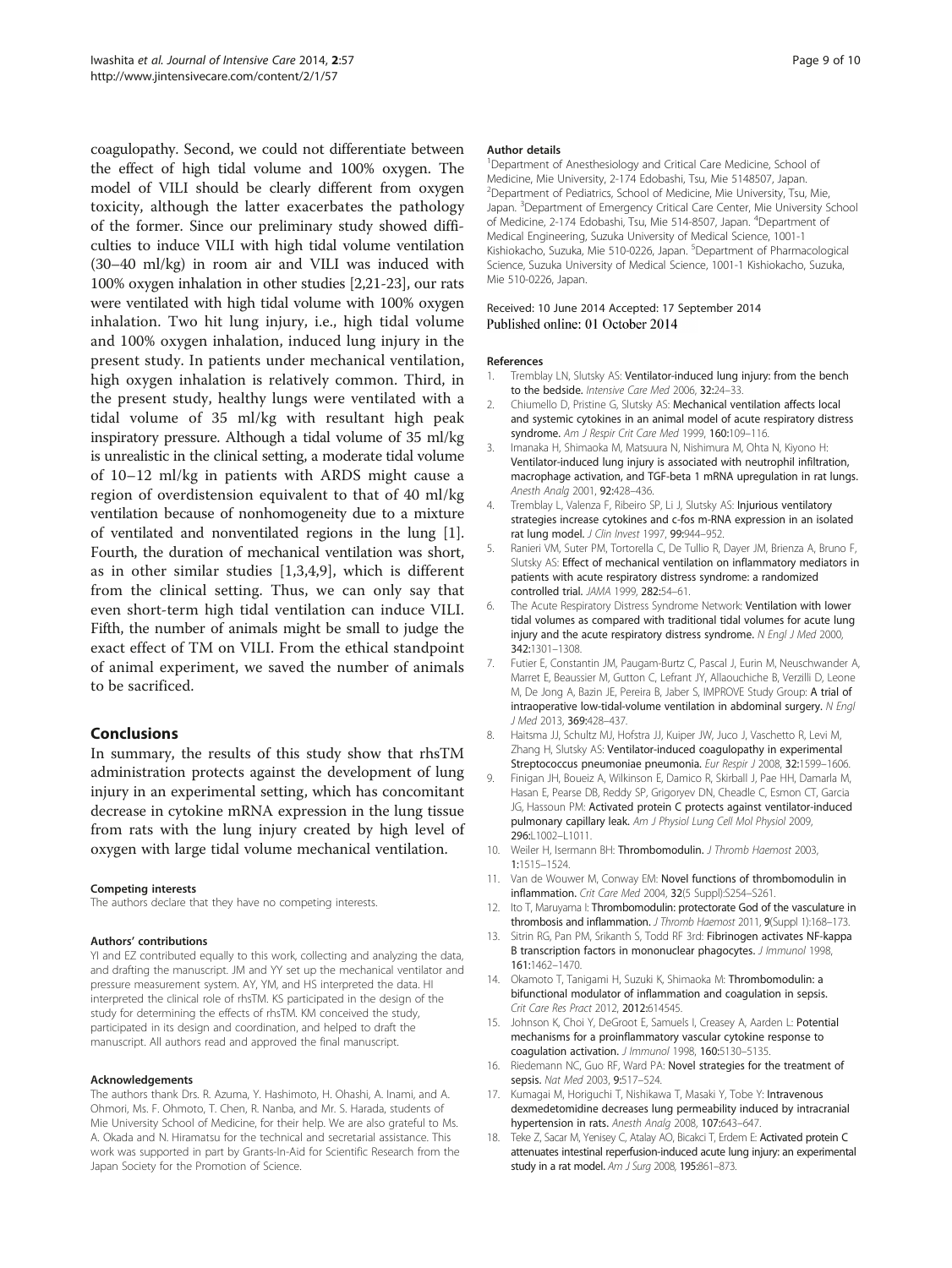coagulopathy. Second, we could not differentiate between the effect of high tidal volume and 100% oxygen. The model of VILI should be clearly different from oxygen toxicity, although the latter exacerbates the pathology of the former. Since our preliminary study showed difficulties to induce VILI with high tidal volume ventilation (30–40 ml/kg) in room air and VILI was induced with 100% oxygen inhalation in other studies [2,21-23], our rats were ventilated with high tidal volume with 100% oxygen inhalation. Two hit lung injury, i.e., high tidal volume and 100% oxygen inhalation, induced lung injury in the present study. In patients under mechanical ventilation, high oxygen inhalation is relatively common. Third, in the present study, healthy lungs were ventilated with a tidal volume of 35 ml/kg with resultant high peak inspiratory pressure. Although a tidal volume of 35 ml/kg is unrealistic in the clinical setting, a moderate tidal volume of 10–12 ml/kg in patients with ARDS might cause a region of overdistension equivalent to that of 40 ml/kg ventilation because of nonhomogeneity due to a mixture of ventilated and nonventilated regions in the lung [1]. Fourth, the duration of mechanical ventilation was short, as in other similar studies [1,3,4,9], which is different from the clinical setting. Thus, we can only say that even short-term high tidal ventilation can induce VILI. Fifth, the number of animals might be small to judge the exact effect of TM on VILI. From the ethical standpoint of animal experiment, we saved the number of animals to be sacrificed.

## Conclusions

In summary, the results of this study show that rhsTM administration protects against the development of lung injury in an experimental setting, which has concomitant decrease in cytokine mRNA expression in the lung tissue from rats with the lung injury created by high level of oxygen with large tidal volume mechanical ventilation.

#### Competing interests

The authors declare that they have no competing interests.

#### Authors' contributions

YI and EZ contributed equally to this work, collecting and analyzing the data, and drafting the manuscript. JM and YY set up the mechanical ventilator and pressure measurement system. AY, YM, and HS interpreted the data. HI interpreted the clinical role of rhsTM. KS participated in the design of the study for determining the effects of rhsTM. KM conceived the study, participated in its design and coordination, and helped to draft the manuscript. All authors read and approved the final manuscript.

#### Acknowledgements

The authors thank Drs. R. Azuma, Y. Hashimoto, H. Ohashi, A. Inami, and A. Ohmori, Ms. F. Ohmoto, T. Chen, R. Nanba, and Mr. S. Harada, students of Mie University School of Medicine, for their help. We are also grateful to Ms. A. Okada and N. Hiramatsu for the technical and secretarial assistance. This work was supported in part by Grants-In-Aid for Scientific Research from the Japan Society for the Promotion of Science.

#### Author details

[1]Department of Anesthesiology and Critical Care Medicine, School of Medicine, Mie University, 2-174 Edobashi, Tsu, Mie 5148507, Japan. [2]Department of Pediatrics, School of Medicine, Mie University, Tsu, Mie, Japan. [3]Department of Emergency Critical Care Center, Mie University School of Medicine, 2-174 Edobashi, Tsu, Mie 514-8507, Japan. [4]Department of Medical Engineering, Suzuka University of Medical Science, 1001-1 Kishiokacho, Suzuka, Mie 510-0226, Japan. [5]Department of Pharmacological Science, Suzuka University of Medical Science, 1001-1 Kishiokacho, Suzuka, Mie 510-0226, Japan.

Received: 10 June 2014 Accepted: 17 September 2014
Published online: 01 October 2014

#### References

1. Tremblay LN, Slutsky AS: **Ventilator-induced lung injury: from the bench to the bedside.** *Intensive Care Med* 2006, **32:**24–33.
2. Chiumello D, Pristine G, Slutsky AS: **Mechanical ventilation affects local and systemic cytokines in an animal model of acute respiratory distress syndrome.** *Am J Respir Crit Care Med* 1999, **160:**109–116.
3. Imanaka H, Shimaoka M, Matsuura N, Nishimura M, Ohta N, Kiyono H: **Ventilator-induced lung injury is associated with neutrophil infiltration, macrophage activation, and TGF-beta 1 mRNA upregulation in rat lungs.** *Anesth Analg* 2001, **92:**428–436.
4. Tremblay L, Valenza F, Ribeiro SP, Li J, Slutsky AS: **Injurious ventilatory strategies increase cytokines and c-fos m-RNA expression in an isolated rat lung model.** *J Clin Invest* 1997, **99:**944–952.
5. Ranieri VM, Suter PM, Tortorella C, De Tullio R, Dayer JM, Brienza A, Bruno F, Slutsky AS: **Effect of mechanical ventilation on inflammatory mediators in patients with acute respiratory distress syndrome: a randomized controlled trial.** *JAMA* 1999, **282:**54–61.
6. The Acute Respiratory Distress Syndrome Network: **Ventilation with lower tidal volumes as compared with traditional tidal volumes for acute lung injury and the acute respiratory distress syndrome.** *N Engl J Med* 2000, **342:**1301–1308.
7. Futier E, Constantin JM, Paugam-Burtz C, Pascal J, Eurin M, Neuschwander A, Marret E, Beaussier M, Gutton C, Lefrant JY, Allaouchiche B, Verzilli D, Leone M, De Jong A, Bazin JE, Pereira B, Jaber S, IMPROVE Study Group: **A trial of intraoperative low-tidal-volume ventilation in abdominal surgery.** *N Engl J Med* 2013, **369:**428–437.
8. Haitsma JJ, Schultz MJ, Hofstra JJ, Kuiper JW, Juco J, Vaschetto R, Levi M, Zhang H, Slutsky AS: **Ventilator-induced coagulopathy in experimental Streptococcus pneumoniae pneumonia.** *Eur Respir J* 2008, **32:**1599–1606.
9. Finigan JH, Boueiz A, Wilkinson E, Damico R, Skirball J, Pae HH, Damarla M, Hasan E, Pearse DB, Reddy SP, Grigoryev DN, Cheadle C, Esmon CT, Garcia JG, Hassoun PM: **Activated protein C protects against ventilator-induced pulmonary capillary leak.** *Am J Physiol Lung Cell Mol Physiol* 2009, **296:**L1002–L1011.
10. Weiler H, Isermann BH: **Thrombomodulin.** *J Thromb Haemost* 2003, **1:**1515–1524.
11. Van de Wouwer M, Conway EM: **Novel functions of thrombomodulin in inflammation.** *Crit Care Med* 2004, **32**(5 Suppl):S254–S261.
12. Ito T, Maruyama I: **Thrombomodulin: protectorate God of the vasculature in thrombosis and inflammation.** *J Thromb Haemost* 2011, **9**(Suppl 1):168–173.
13. Sitrin RG, Pan PM, Srikanth S, Todd RF 3rd: **Fibrinogen activates NF-kappa B transcription factors in mononuclear phagocytes.** *J Immunol* 1998, **161:**1462–1470.
14. Okamoto T, Tanigami H, Suzuki K, Shimaoka M: **Thrombomodulin: a bifunctional modulator of inflammation and coagulation in sepsis.** *Crit Care Res Pract* 2012, **2012:**614545.
15. Johnson K, Choi Y, DeGroot E, Samuels I, Creasey A, Aarden L: **Potential mechanisms for a proinflammatory vascular cytokine response to coagulation activation.** *J Immunol* 1998, **160:**5130–5135.
16. Riedemann NC, Guo RF, Ward PA: **Novel strategies for the treatment of sepsis.** *Nat Med* 2003, **9:**517–524.
17. Kumagai M, Horiguchi T, Nishikawa T, Masaki Y, Tobe Y: **Intravenous dexmedetomidine decreases lung permeability induced by intracranial hypertension in rats.** *Anesth Analg* 2008, **107:**643–647.
18. Teke Z, Sacar M, Yenisey C, Atalay AO, Bicakci T, Erdem E: **Activated protein C attenuates intestinal reperfusion-induced acute lung injury: an experimental study in a rat model.** *Am J Surg* 2008, **195:**861–873.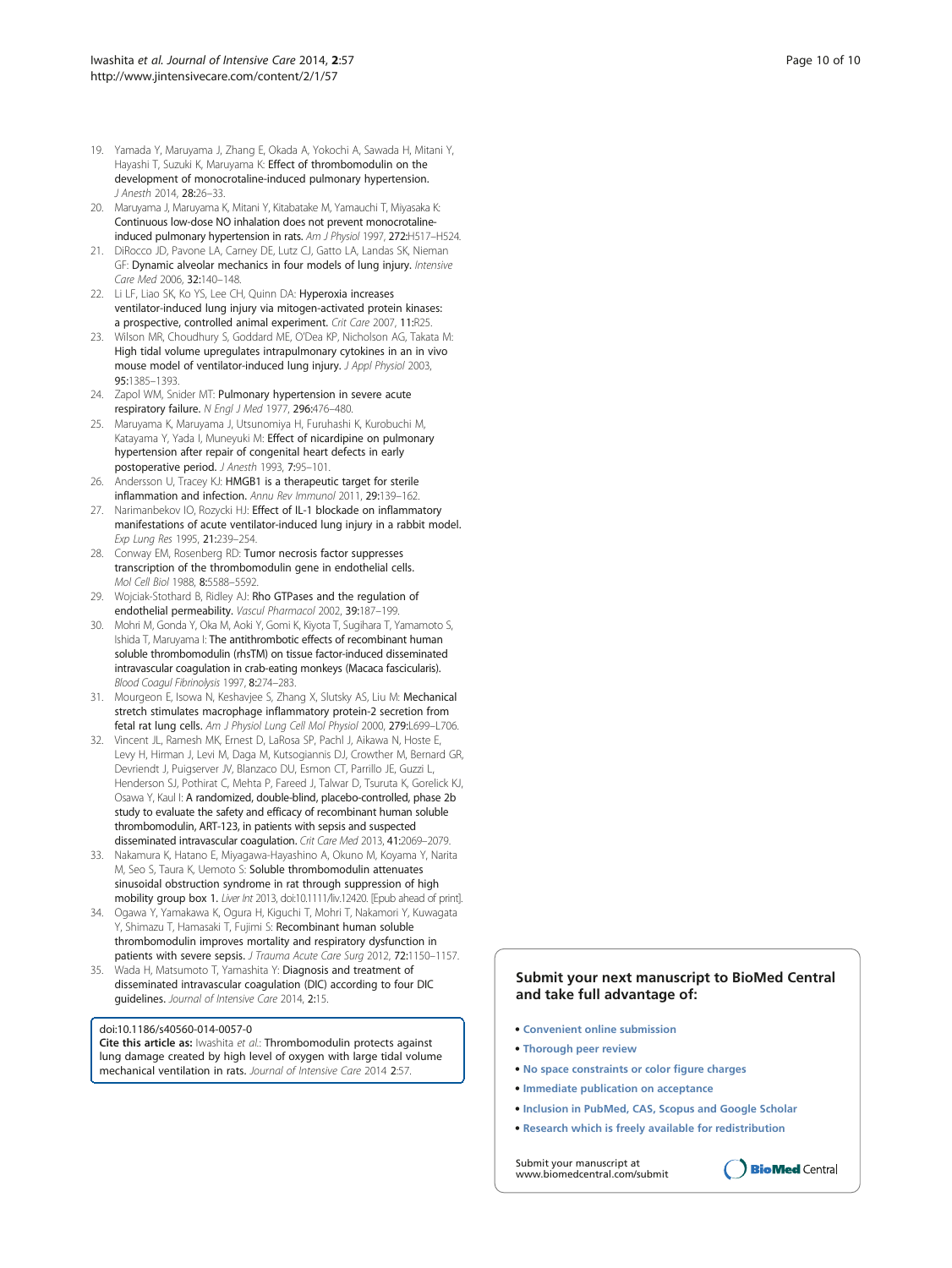19. Yamada Y, Maruyama J, Zhang E, Okada A, Yokochi A, Sawada H, Mitani Y, Hayashi T, Suzuki K, Maruyama K: **Effect of thrombomodulin on the development of monocrotaline-induced pulmonary hypertension.** *J Anesth* 2014, **28:**26–33.
20. Maruyama J, Maruyama K, Mitani Y, Kitabatake M, Yamauchi T, Miyasaka K: **Continuous low-dose NO inhalation does not prevent monocrotaline-induced pulmonary hypertension in rats.** *Am J Physiol* 1997, **272:**H517–H524.
21. DiRocco JD, Pavone LA, Carney DE, Lutz CJ, Gatto LA, Landas SK, Nieman GF: **Dynamic alveolar mechanics in four models of lung injury.** *Intensive Care Med* 2006, **32:**140–148.
22. Li LF, Liao SK, Ko YS, Lee CH, Quinn DA: **Hyperoxia increases ventilator-induced lung injury via mitogen-activated protein kinases: a prospective, controlled animal experiment.** *Crit Care* 2007, **11:**R25.
23. Wilson MR, Choudhury S, Goddard ME, O'Dea KP, Nicholson AG, Takata M: **High tidal volume upregulates intrapulmonary cytokines in an in vivo mouse model of ventilator-induced lung injury.** *J Appl Physiol* 2003, **95:**1385–1393.
24. Zapol WM, Snider MT: **Pulmonary hypertension in severe acute respiratory failure.** *N Engl J Med* 1977, **296:**476–480.
25. Maruyama K, Maruyama J, Utsunomiya H, Furuhashi K, Kurobuchi M, Katayama Y, Yada I, Muneyuki M: **Effect of nicardipine on pulmonary hypertension after repair of congenital heart defects in early postoperative period.** *J Anesth* 1993, **7:**95–101.
26. Andersson U, Tracey KJ: **HMGB1 is a therapeutic target for sterile inflammation and infection.** *Annu Rev Immunol* 2011, **29:**139–162.
27. Narimanbekov IO, Rozycki HJ: **Effect of IL-1 blockade on inflammatory manifestations of acute ventilator-induced lung injury in a rabbit model.** *Exp Lung Res* 1995, **21:**239–254.
28. Conway EM, Rosenberg RD: **Tumor necrosis factor suppresses transcription of the thrombomodulin gene in endothelial cells.** *Mol Cell Biol* 1988, **8:**5588–5592.
29. Wojciak-Stothard B, Ridley AJ: **Rho GTPases and the regulation of endothelial permeability.** *Vascul Pharmacol* 2002, **39:**187–199.
30. Mohri M, Gonda Y, Oka M, Aoki Y, Gomi K, Kiyota T, Sugihara T, Yamamoto S, Ishida T, Maruyama I: **The antithrombotic effects of recombinant human soluble thrombomodulin (rhsTM) on tissue factor-induced disseminated intravascular coagulation in crab-eating monkeys (Macaca fascicularis).** *Blood Coagul Fibrinolysis* 1997, **8:**274–283.
31. Mourgeon E, Isowa N, Keshavjee S, Zhang X, Slutsky AS, Liu M: **Mechanical stretch stimulates macrophage inflammatory protein-2 secretion from fetal rat lung cells.** *Am J Physiol Lung Cell Mol Physiol* 2000, **279:**L699–L706.
32. Vincent JL, Ramesh MK, Ernest D, LaRosa SP, Pachl J, Aikawa N, Hoste E, Levy H, Hirman J, Levi M, Daga M, Kutsogiannis DJ, Crowther M, Bernard GR, Devriendt J, Puigserver JV, Blanzaco DU, Esmon CT, Parrillo JE, Guzzi L, Henderson SJ, Pothirat C, Mehta P, Fareed J, Talwar D, Tsuruta K, Gorelick KJ, Osawa Y, Kaul I: **A randomized, double-blind, placebo-controlled, phase 2b study to evaluate the safety and efficacy of recombinant human soluble thrombomodulin, ART-123, in patients with sepsis and suspected disseminated intravascular coagulation.** *Crit Care Med* 2013, **41:**2069–2079.
33. Nakamura K, Hatano E, Miyagawa-Hayashino A, Okuno M, Koyama Y, Narita M, Seo S, Taura K, Uemoto S: **Soluble thrombomodulin attenuates sinusoidal obstruction syndrome in rat through suppression of high mobility group box 1.** *Liver Int* 2013, doi:10.1111/liv.12420. [Epub ahead of print].
34. Ogawa Y, Yamakawa K, Ogura H, Kiguchi T, Mohri T, Nakamori Y, Kuwagata Y, Shimazu T, Hamasaki T, Fujimi S: **Recombinant human soluble thrombomodulin improves mortality and respiratory dysfunction in patients with severe sepsis.** *J Trauma Acute Care Surg* 2012, **72:**1150–1157.
35. Wada H, Matsumoto T, Yamashita Y: **Diagnosis and treatment of disseminated intravascular coagulation (DIC) according to four DIC guidelines.** *Journal of Intensive Care* 2014, **2:**15.

doi:10.1186/s40560-014-0057-0

**Cite this article as:** Iwashita *et al.*: Thrombomodulin protects against lung damage created by high level of oxygen with large tidal volume mechanical ventilation in rats. *Journal of Intensive Care* 2014 **2**:57.

**Submit your next manuscript to BioMed Central and take full advantage of:**

- **Convenient online submission**
- **Thorough peer review**
- **No space constraints or color figure charges**
- **Immediate publication on acceptance**
- **Inclusion in PubMed, CAS, Scopus and Google Scholar**
- **Research which is freely available for redistribution**

Submit your manuscript at
www.biomedcentral.com/submit

BioMed Central